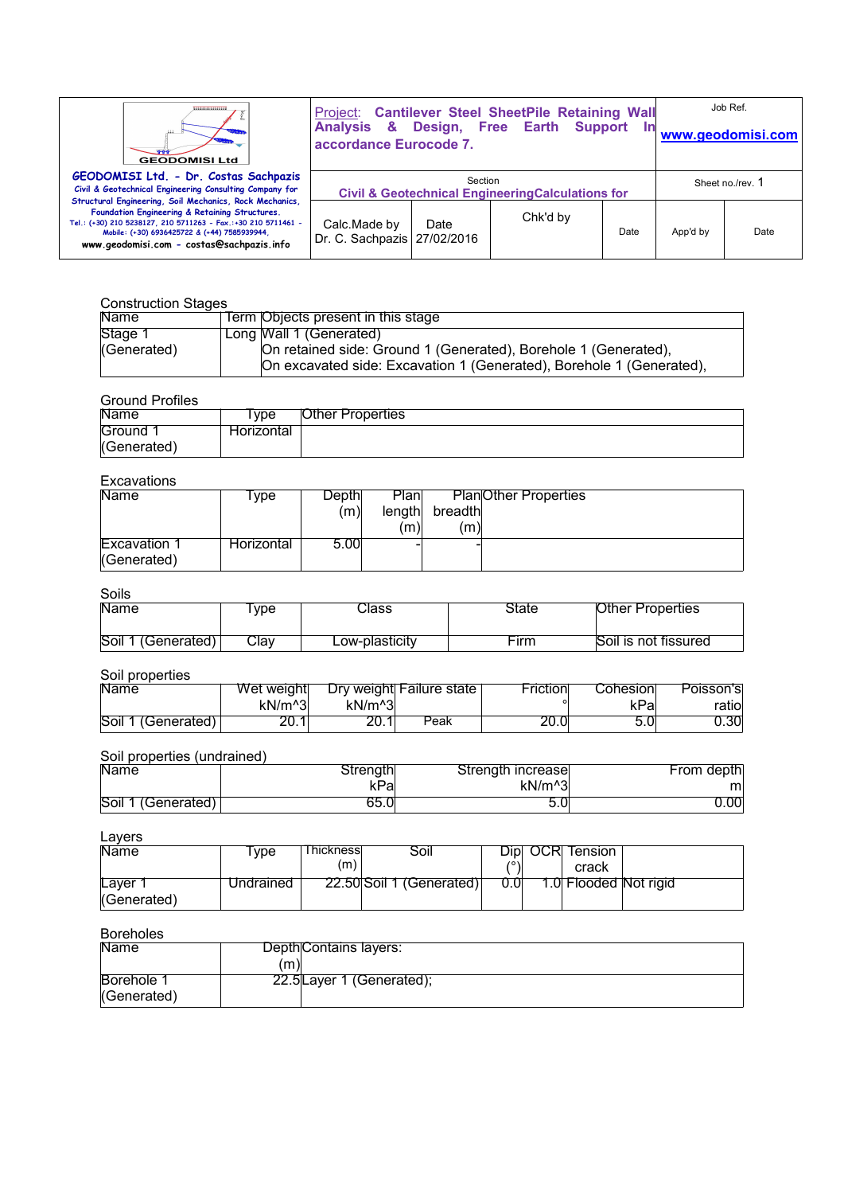| GEODOMISI Ltd. - Dr. Costas Sachpazis<br>Civil & Geotechnical Engineering Consulting Company for Structural Engineering, Soil Mechanics, Rock Mechanics, Foundation Engineering & Retaining Structures.<br>Tel.: (+30) 210 5238127, 210 5711263 - Fax.:+30 210 5711461 - Mobile: (+30) 6936425722 & (+44) 7585939944, www.geodomisi.com - costas@sachpazis.info | Project: Cantilever Steel SheetPile Retaining Wall Analysis & Design, Free Earth Support In accordance Eurocode 7. | | | Job Ref.<br>www.geodomisi.com | |
|---|---|---|---|---|---|
| | Section<br>Civil & Geotechnical EngineeringCalculations for | | | Sheet no./rev. 1 | |
| | Calc.Made by<br>Dr. C. Sachpazis | Date<br>27/02/2016 | Chk'd by | Date | App'd by | Date |

Construction Stages

| Name | Term | Objects present in this stage |
|---|---|---|
| Stage 1 (Generated) | Long | Wall 1 (Generated)<br>On retained side: Ground 1 (Generated), Borehole 1 (Generated),<br>On excavated side: Excavation 1 (Generated), Borehole 1 (Generated), |

Ground Profiles

| Name | Type | Other Properties |
|---|---|---|
| Ground 1 (Generated) | Horizontal | |

Excavations

| Name | Type | Depth (m) | Plan length (m) | Plan breadth (m) | Other Properties |
|---|---|---|---|---|---|
| Excavation 1 (Generated) | Horizontal | 5.00 | - | - | |

Soils

| Name | Type | Class | State | Other Properties |
|---|---|---|---|---|
| Soil 1 (Generated) | Clay | Low-plasticity | Firm | Soil is not fissured |

Soil properties

| Name | Wet weight kN/m^3 | Dry weight kN/m^3 | Failure state | Friction ° | Cohesion kPa | Poisson's ratio |
|---|---|---|---|---|---|---|
| Soil 1 (Generated) | 20.1 | 20.1 | Peak | 20.0 | 5.0 | 0.30 |

Soil properties (undrained)

| Name | Strength kPa | Strength increase kN/m^3 | From depth m |
|---|---|---|---|
| Soil 1 (Generated) | 65.0 | 5.0 | 0.00 |

Layers

| Name | Type | Thickness (m) | Soil | Dip (°) | OCR | Tension crack | |
|---|---|---|---|---|---|---|---|
| Layer 1 (Generated) | Undrained | 22.50 | Soil 1 (Generated) | 0.0 | 1.0 | Flooded | Not rigid |

Boreholes

| Name | Depth (m) | Contains layers: |
|---|---|---|
| Borehole 1 (Generated) | 22.5 | Layer 1 (Generated); |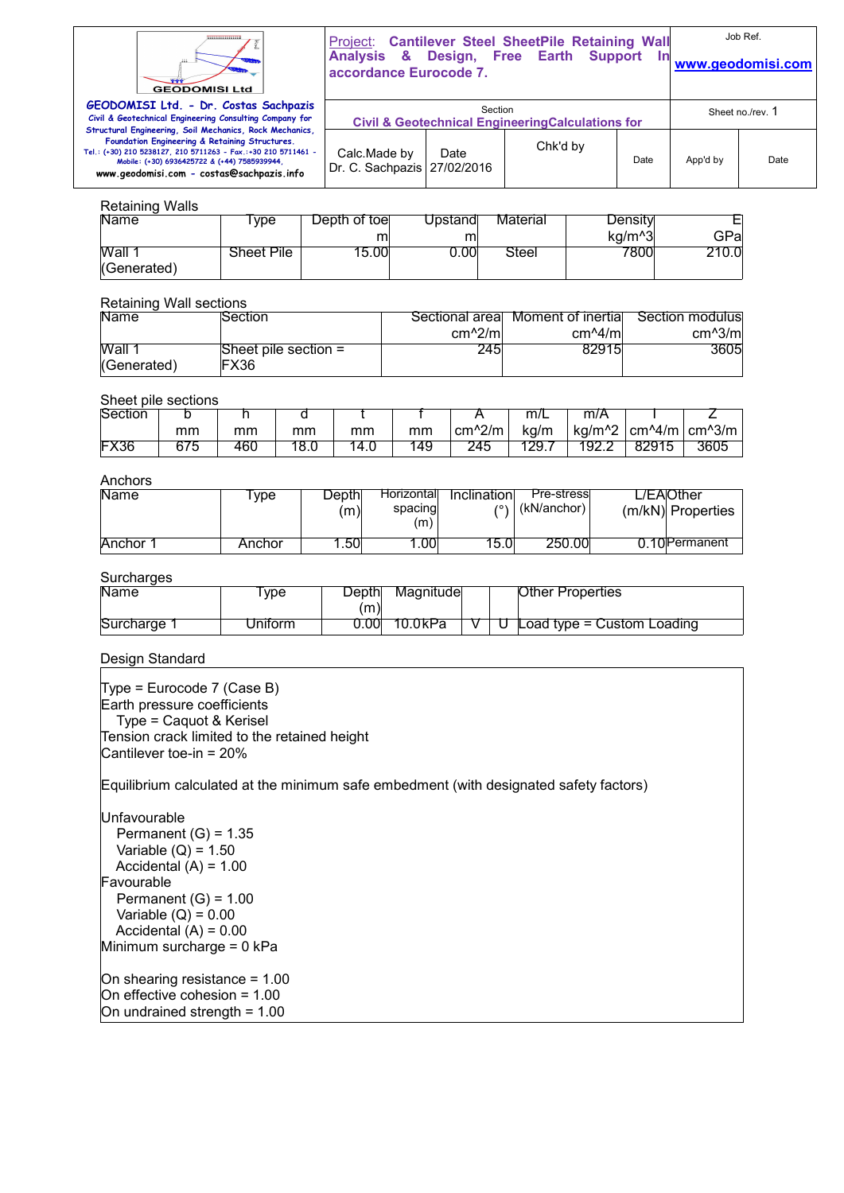| Project: Cantilever Steel SheetPile Retaining Wall Analysis & Design, Free Earth Support In accordance Eurocode 7. | | | | Job Ref. www.geodomisi.com | |
|---|---|---|---|---|---|
| Section Civil & Geotechnical Engineering Calculations for | | | | Sheet no./rev. 1 | |
| Calc.Made by Dr. C. Sachpazis | Date 27/02/2016 | Chk'd by | Date | App'd by | Date |

GEODOMISI Ltd. - Dr. Costas Sachpazis
Civil & Geotechnical Engineering Consulting Company for Structural Engineering, Soil Mechanics, Rock Mechanics, Foundation Engineering & Retaining Structures.
Tel.: (+30) 210 5238127, 210 5711263 - Fax.:+30 210 5711461 - Mobile: (+30) 6936425722 & (+44) 7585939944,
www.geodomisi.com - costas@sachpazis.info

## Retaining Walls

| Name | Type | Depth of toe m | Upstand m | Material | Density kg/m^3 | E GPa |
|---|---|---|---|---|---|---|
| Wall 1 (Generated) | Sheet Pile | 15.00 | 0.00 | Steel | 7800 | 210.0 |

## Retaining Wall sections

| Name | Section | Sectional area cm^2/m | Moment of inertia cm^4/m | Section modulus cm^3/m |
|---|---|---|---|---|
| Wall 1 (Generated) | Sheet pile section = FX36 | 245 | 82915 | 3605 |

## Sheet pile sections

| Section | b mm | h mm | d mm | t mm | f mm | A cm^2/m | m/L kg/m | m/A kg/m^2 | I cm^4/m | Z cm^3/m |
|---|---|---|---|---|---|---|---|---|---|---|
| FX36 | 675 | 460 | 18.0 | 14.0 | 149 | 245 | 129.7 | 192.2 | 82915 | 3605 |

## Anchors

| Name | Type | Depth (m) | Horizontal spacing (m) | Inclination (°) | Pre-stress (kN/anchor) | L/EA (m/kN) | Other Properties |
|---|---|---|---|---|---|---|---|
| Anchor 1 | Anchor | 1.50 | 1.00 | 15.0 | 250.00 | 0.10 | Permanent |

## Surcharges

| Name | Type | Depth (m) | Magnitude | | | Other Properties |
|---|---|---|---|---|---|---|
| Surcharge 1 | Uniform | 0.00 | 10.0kPa | V | U | Load type = Custom Loading |

## Design Standard

Type = Eurocode 7 (Case B)
Earth pressure coefficients
  Type = Caquot & Kerisel
Tension crack limited to the retained height
Cantilever toe-in = 20%

Equilibrium calculated at the minimum safe embedment (with designated safety factors)

Unfavourable
  Permanent (G) = 1.35
  Variable (Q) = 1.50
  Accidental (A) = 1.00
Favourable
  Permanent (G) = 1.00
  Variable (Q) = 0.00
  Accidental (A) = 0.00
Minimum surcharge = 0 kPa

On shearing resistance = 1.00
On effective cohesion = 1.00
On undrained strength = 1.00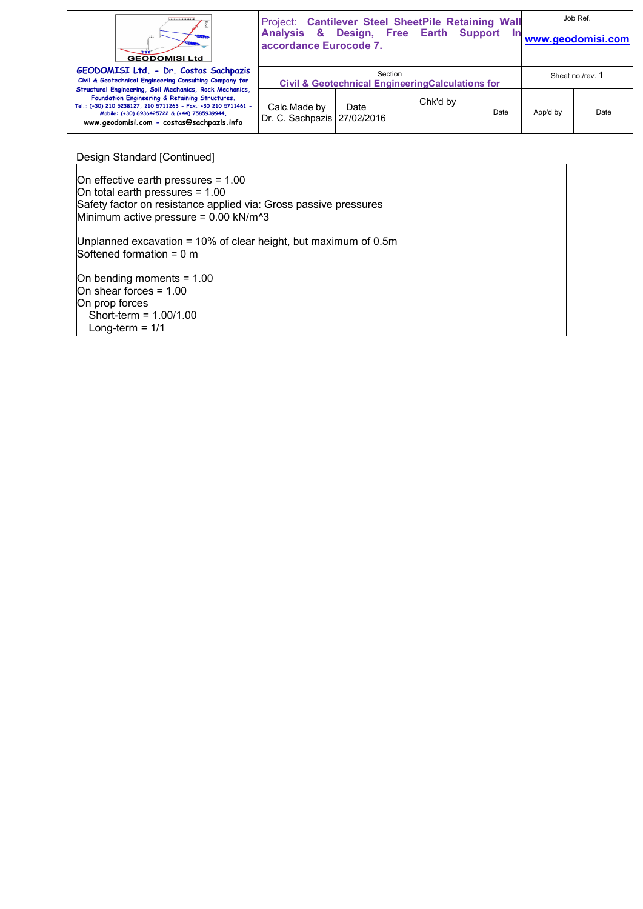Design Standard [Continued]

On effective earth pressures = 1.00
On total earth pressures = 1.00
Safety factor on resistance applied via: Gross passive pressures
Minimum active pressure = 0.00 kN/m^3

Unplanned excavation = 10% of clear height, but maximum of 0.5m
Softened formation = 0 m

On bending moments = 1.00
On shear forces = 1.00
On prop forces
  Short-term = 1.00/1.00
  Long-term = 1/1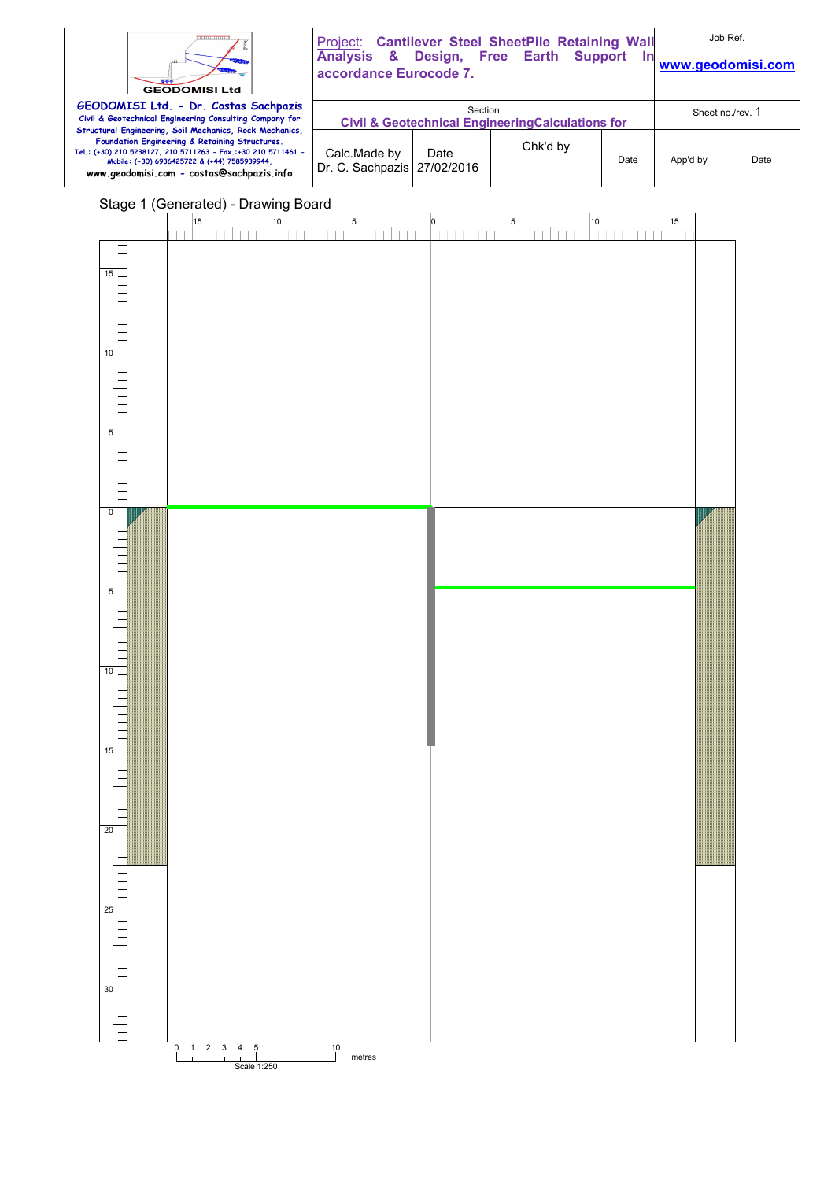Stage 1 (Generated) - Drawing Board

Scale 1:250

metres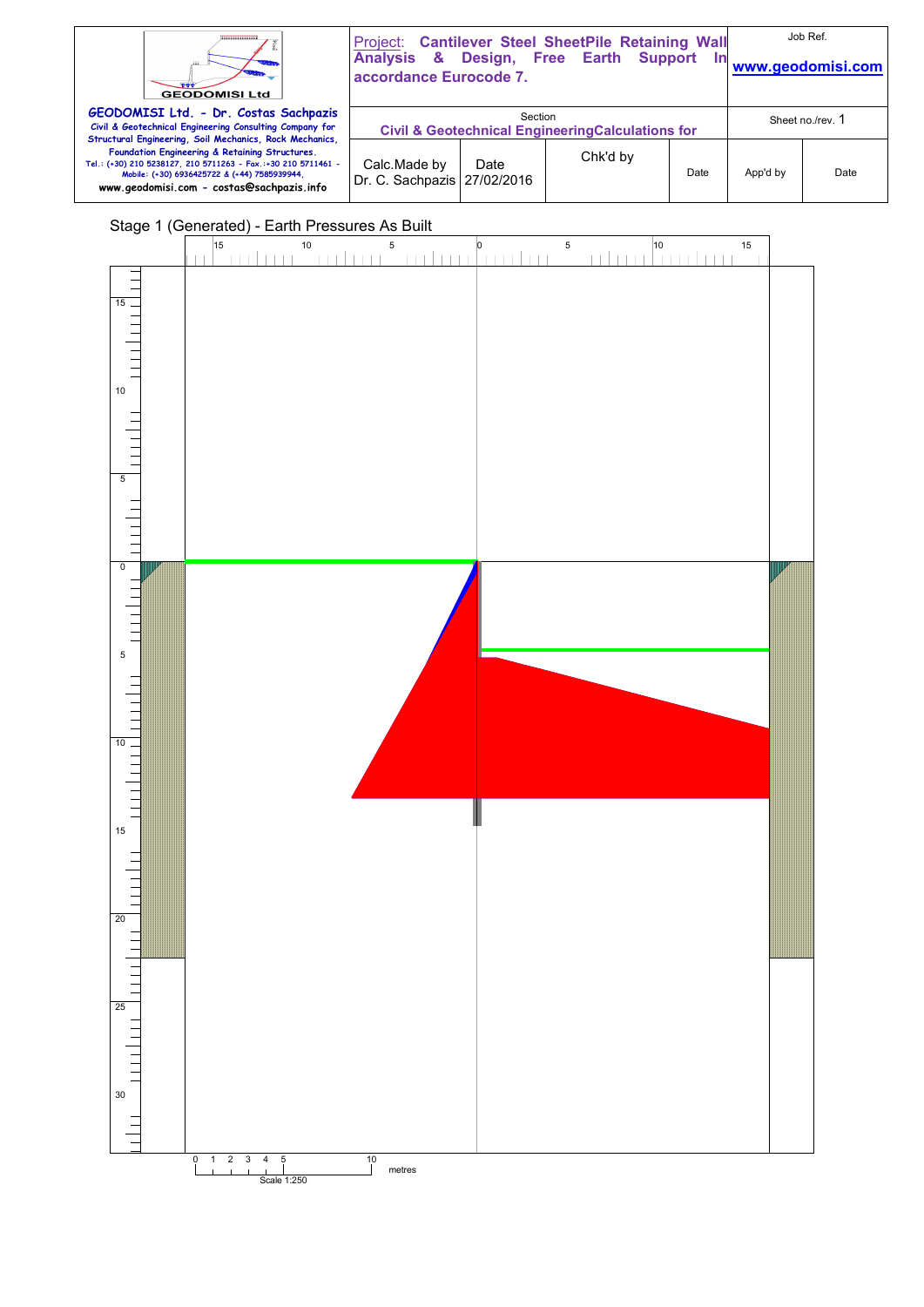Stage 1 (Generated) - Earth Pressures As Built

15 10 5 0 5 10 15

15

10

5

0

5

10

15

20

25

30

0 1 2 3 4 5 10

metres

Scale 1:250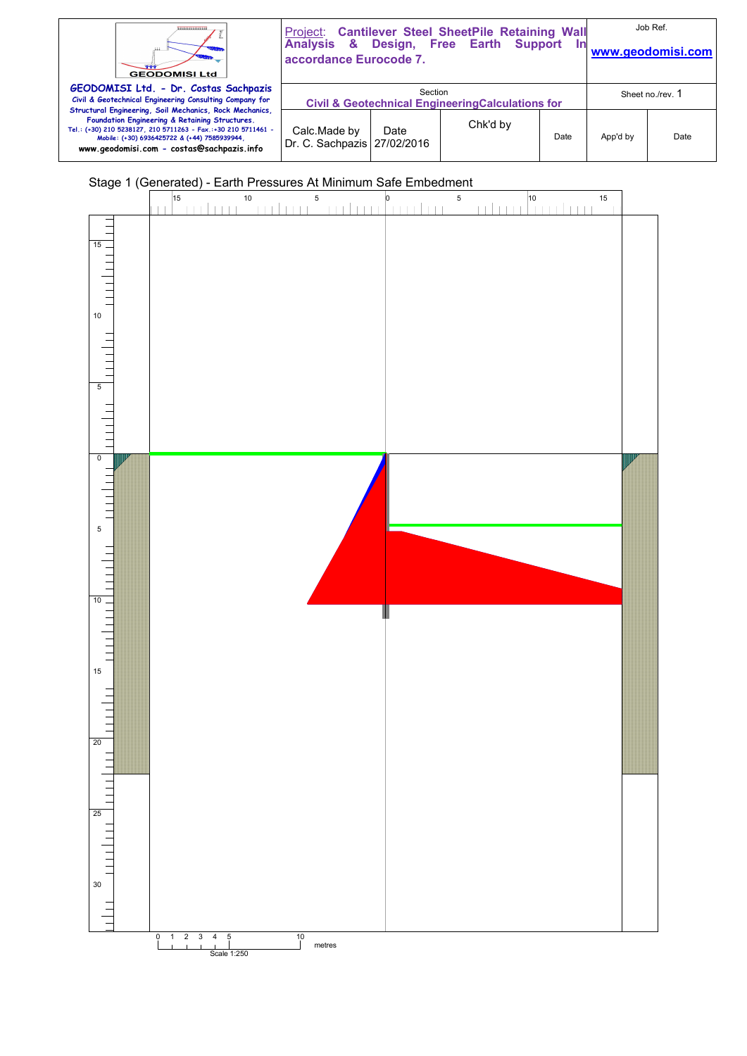Stage 1 (Generated) - Earth Pressures At Minimum Safe Embedment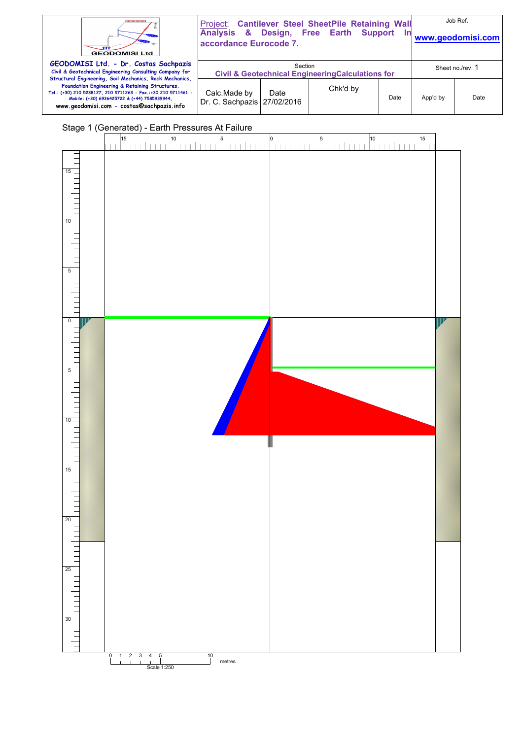Stage 1 (Generated) - Earth Pressures At Failure

Scale 1:250

metres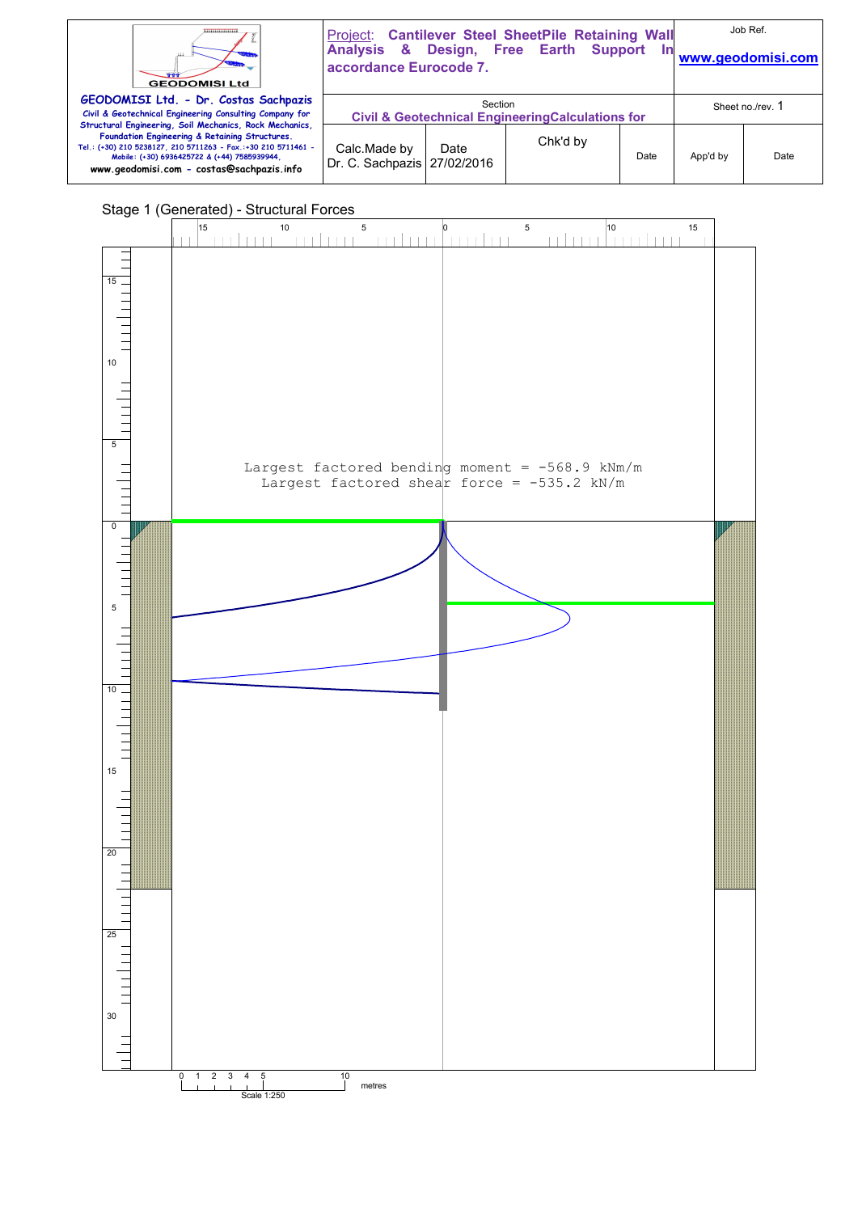Stage 1 (Generated) - Structural Forces

Largest factored bending moment = -568.9 kNm/m
Largest factored shear force = -535.2 kN/m

Scale 1:250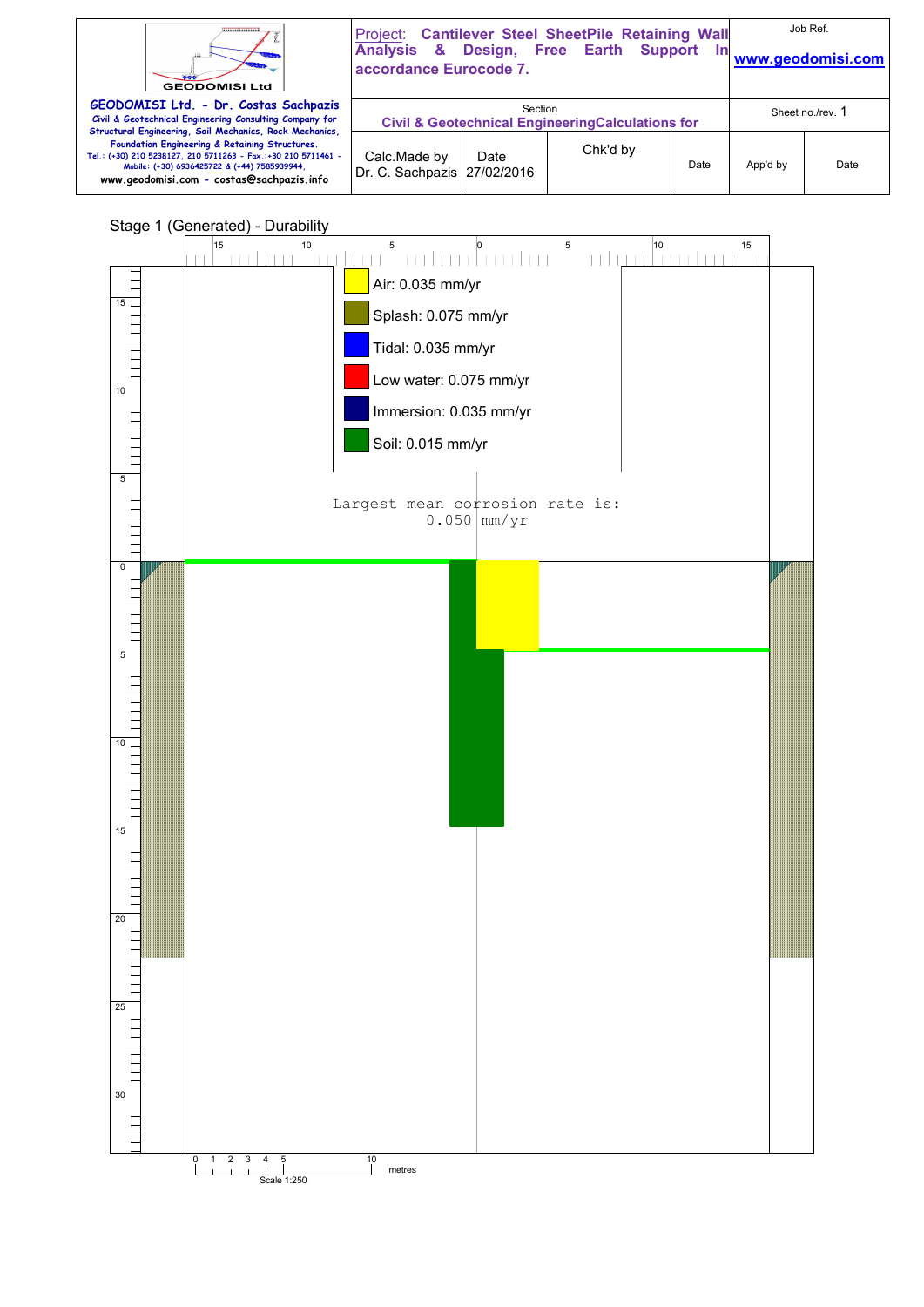## Stage 1 (Generated) - Durability

- Air: 0.035 mm/yr
- Splash: 0.075 mm/yr
- Tidal: 0.035 mm/yr
- Low water: 0.075 mm/yr
- Immersion: 0.035 mm/yr
- Soil: 0.015 mm/yr

Largest mean corrosion rate is: 0.050 mm/yr

Scale 1:250 (metres)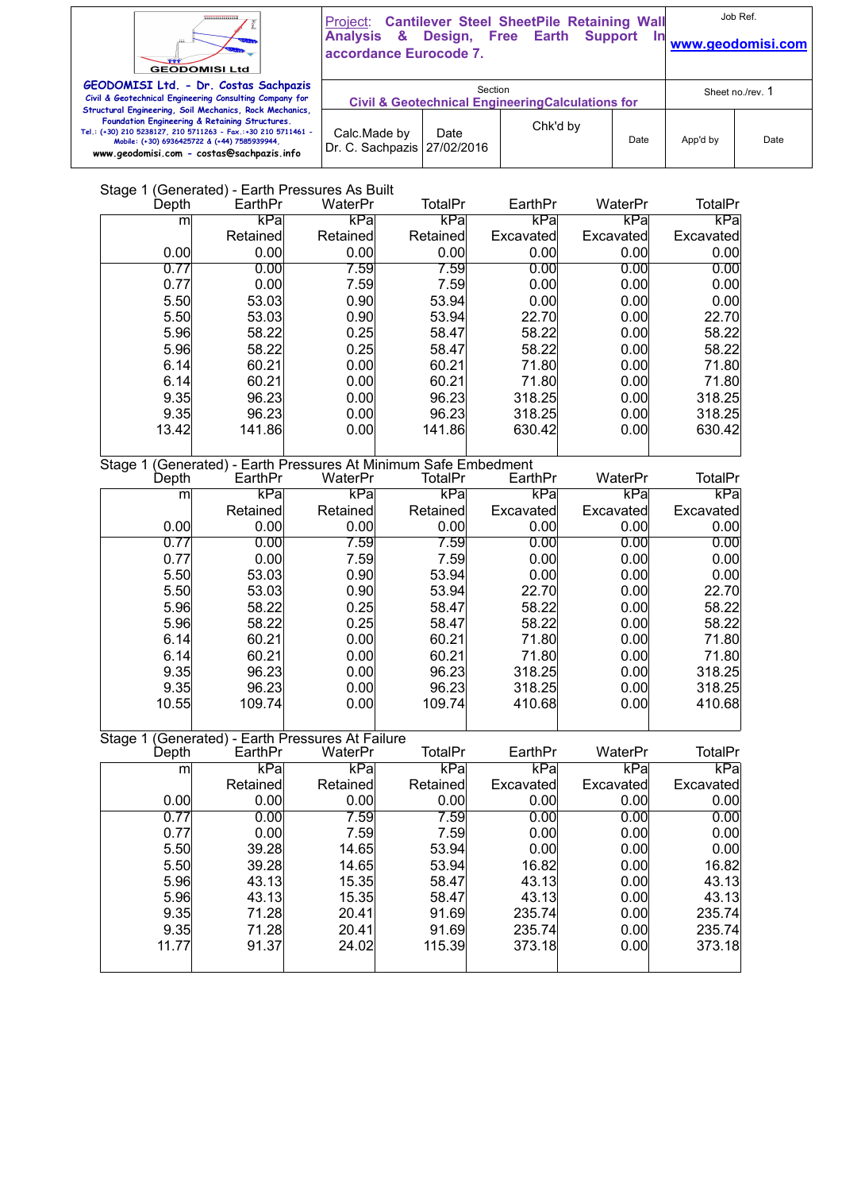Stage 1 (Generated) - Earth Pressures As Built

| Depth | EarthPr | WaterPr | TotalPr | EarthPr | WaterPr | TotalPr |
|---|---|---|---|---|---|---|
| m | kPa | kPa | kPa | kPa | kPa | kPa |
| | Retained | Retained | Retained | Excavated | Excavated | Excavated |
| 0.00 | 0.00 | 0.00 | 0.00 | 0.00 | 0.00 | 0.00 |
| 0.77 | 0.00 | 7.59 | 7.59 | 0.00 | 0.00 | 0.00 |
| 0.77 | 0.00 | 7.59 | 7.59 | 0.00 | 0.00 | 0.00 |
| 5.50 | 53.03 | 0.90 | 53.94 | 0.00 | 0.00 | 0.00 |
| 5.50 | 53.03 | 0.90 | 53.94 | 22.70 | 0.00 | 22.70 |
| 5.96 | 58.22 | 0.25 | 58.47 | 58.22 | 0.00 | 58.22 |
| 5.96 | 58.22 | 0.25 | 58.47 | 58.22 | 0.00 | 58.22 |
| 6.14 | 60.21 | 0.00 | 60.21 | 71.80 | 0.00 | 71.80 |
| 6.14 | 60.21 | 0.00 | 60.21 | 71.80 | 0.00 | 71.80 |
| 9.35 | 96.23 | 0.00 | 96.23 | 318.25 | 0.00 | 318.25 |
| 9.35 | 96.23 | 0.00 | 96.23 | 318.25 | 0.00 | 318.25 |
| 13.42 | 141.86 | 0.00 | 141.86 | 630.42 | 0.00 | 630.42 |

Stage 1 (Generated) - Earth Pressures At Minimum Safe Embedment

| Depth | EarthPr | WaterPr | TotalPr | EarthPr | WaterPr | TotalPr |
|---|---|---|---|---|---|---|
| m | kPa | kPa | kPa | kPa | kPa | kPa |
| | Retained | Retained | Retained | Excavated | Excavated | Excavated |
| 0.00 | 0.00 | 0.00 | 0.00 | 0.00 | 0.00 | 0.00 |
| 0.77 | 0.00 | 7.59 | 7.59 | 0.00 | 0.00 | 0.00 |
| 0.77 | 0.00 | 7.59 | 7.59 | 0.00 | 0.00 | 0.00 |
| 5.50 | 53.03 | 0.90 | 53.94 | 0.00 | 0.00 | 0.00 |
| 5.50 | 53.03 | 0.90 | 53.94 | 22.70 | 0.00 | 22.70 |
| 5.96 | 58.22 | 0.25 | 58.47 | 58.22 | 0.00 | 58.22 |
| 5.96 | 58.22 | 0.25 | 58.47 | 58.22 | 0.00 | 58.22 |
| 6.14 | 60.21 | 0.00 | 60.21 | 71.80 | 0.00 | 71.80 |
| 6.14 | 60.21 | 0.00 | 60.21 | 71.80 | 0.00 | 71.80 |
| 9.35 | 96.23 | 0.00 | 96.23 | 318.25 | 0.00 | 318.25 |
| 9.35 | 96.23 | 0.00 | 96.23 | 318.25 | 0.00 | 318.25 |
| 10.55 | 109.74 | 0.00 | 109.74 | 410.68 | 0.00 | 410.68 |

Stage 1 (Generated) - Earth Pressures At Failure

| Depth | EarthPr | WaterPr | TotalPr | EarthPr | WaterPr | TotalPr |
|---|---|---|---|---|---|---|
| m | kPa | kPa | kPa | kPa | kPa | kPa |
| | Retained | Retained | Retained | Excavated | Excavated | Excavated |
| 0.00 | 0.00 | 0.00 | 0.00 | 0.00 | 0.00 | 0.00 |
| 0.77 | 0.00 | 7.59 | 7.59 | 0.00 | 0.00 | 0.00 |
| 0.77 | 0.00 | 7.59 | 7.59 | 0.00 | 0.00 | 0.00 |
| 5.50 | 39.28 | 14.65 | 53.94 | 0.00 | 0.00 | 0.00 |
| 5.50 | 39.28 | 14.65 | 53.94 | 16.82 | 0.00 | 16.82 |
| 5.96 | 43.13 | 15.35 | 58.47 | 43.13 | 0.00 | 43.13 |
| 5.96 | 43.13 | 15.35 | 58.47 | 43.13 | 0.00 | 43.13 |
| 9.35 | 71.28 | 20.41 | 91.69 | 235.74 | 0.00 | 235.74 |
| 9.35 | 71.28 | 20.41 | 91.69 | 235.74 | 0.00 | 235.74 |
| 11.77 | 91.37 | 24.02 | 115.39 | 373.18 | 0.00 | 373.18 |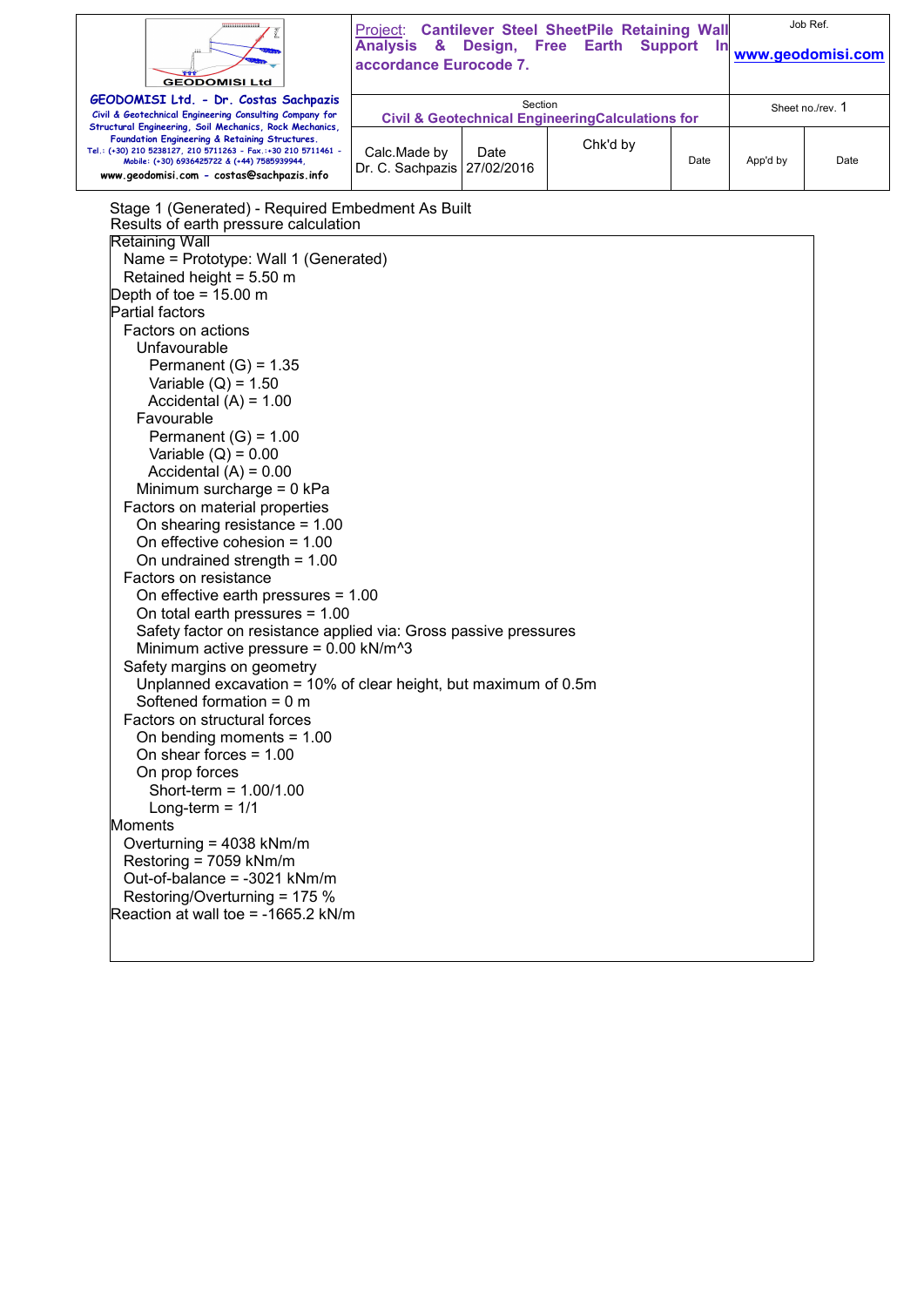Stage 1 (Generated) - Required Embedment As Built

Results of earth pressure calculation

Retaining Wall

- Name = Prototype: Wall 1 (Generated)
- Retained height = 5.50 m

Depth of toe = 15.00 m

Partial factors

- Factors on actions
  - Unfavourable
    - Permanent (G) = 1.35
    - Variable (Q) = 1.50
    - Accidental (A) = 1.00
  - Favourable
    - Permanent (G) = 1.00
    - Variable (Q) = 0.00
    - Accidental (A) = 0.00
  - Minimum surcharge = 0 kPa
- Factors on material properties
  - On shearing resistance = 1.00
  - On effective cohesion = 1.00
  - On undrained strength = 1.00
- Factors on resistance
  - On effective earth pressures = 1.00
  - On total earth pressures = 1.00
  - Safety factor on resistance applied via: Gross passive pressures
  - Minimum active pressure = 0.00 kN/m^3
- Safety margins on geometry
  - Unplanned excavation = 10% of clear height, but maximum of 0.5m
  - Softened formation = 0 m
- Factors on structural forces
  - On bending moments = 1.00
  - On shear forces = 1.00
  - On prop forces
    - Short-term = 1.00/1.00
    - Long-term = 1/1

Moments

- Overturning = 4038 kNm/m
- Restoring = 7059 kNm/m
- Out-of-balance = -3021 kNm/m
- Restoring/Overturning = 175 %

Reaction at wall toe = -1665.2 kN/m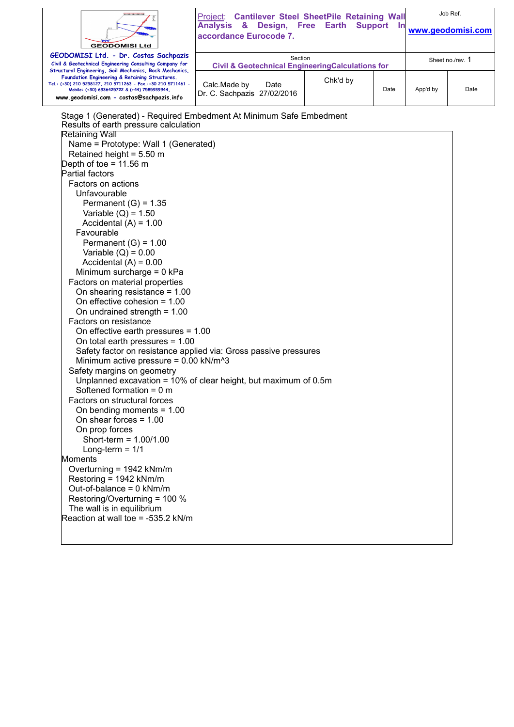Stage 1 (Generated) - Required Embedment At Minimum Safe Embedment
Results of earth pressure calculation

Retaining Wall
- Name = Prototype: Wall 1 (Generated)
- Retained height = 5.50 m

Depth of toe = 11.56 m

Partial factors
- Factors on actions
  - Unfavourable
    - Permanent (G) = 1.35
    - Variable (Q) = 1.50
    - Accidental (A) = 1.00
  - Favourable
    - Permanent (G) = 1.00
    - Variable (Q) = 0.00
    - Accidental (A) = 0.00
  - Minimum surcharge = 0 kPa
- Factors on material properties
  - On shearing resistance = 1.00
  - On effective cohesion = 1.00
  - On undrained strength = 1.00
- Factors on resistance
  - On effective earth pressures = 1.00
  - On total earth pressures = 1.00
  - Safety factor on resistance applied via: Gross passive pressures
  - Minimum active pressure = 0.00 kN/m^3
- Safety margins on geometry
  - Unplanned excavation = 10% of clear height, but maximum of 0.5m
  - Softened formation = 0 m
- Factors on structural forces
  - On bending moments = 1.00
  - On shear forces = 1.00
  - On prop forces
    - Short-term = 1.00/1.00
    - Long-term = 1/1

Moments
- Overturning = 1942 kNm/m
- Restoring = 1942 kNm/m
- Out-of-balance = 0 kNm/m
- Restoring/Overturning = 100 %
- The wall is in equilibrium

Reaction at wall toe = -535.2 kN/m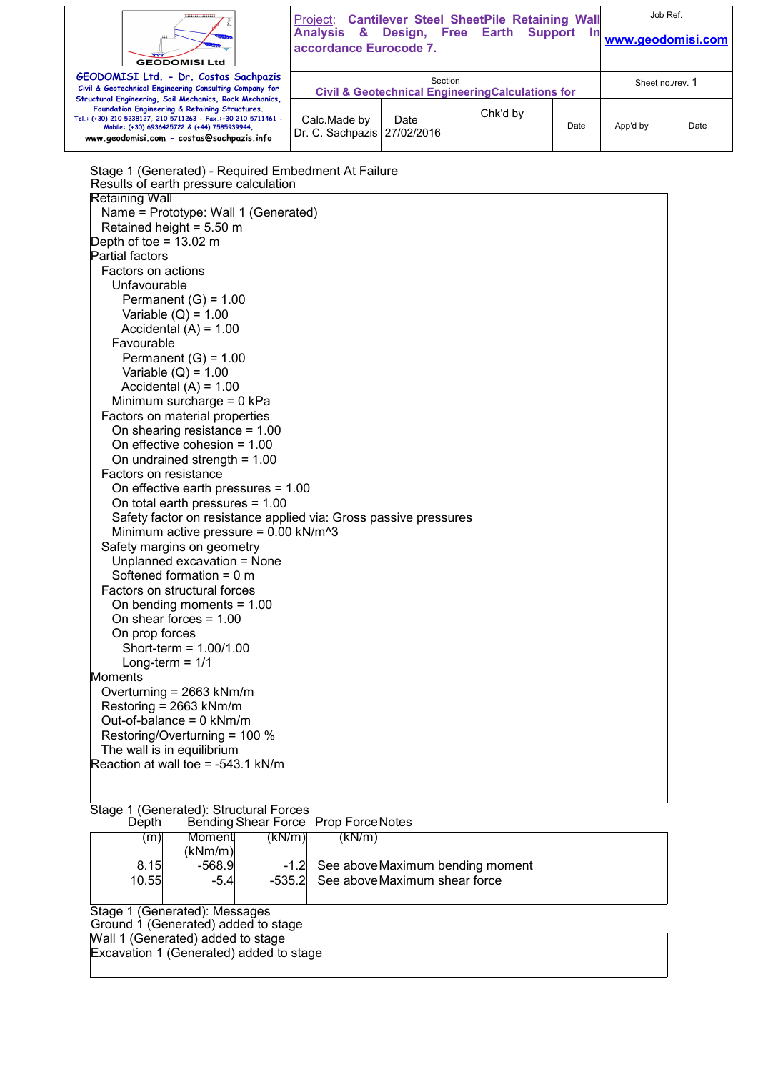Stage 1 (Generated) - Required Embedment At Failure

Results of earth pressure calculation

Retaining Wall
- Name = Prototype: Wall 1 (Generated)
- Retained height = 5.50 m

Depth of toe = 13.02 m

Partial factors
- Factors on actions
  - Unfavourable
    - Permanent (G) = 1.00
    - Variable (Q) = 1.00
    - Accidental (A) = 1.00
  - Favourable
    - Permanent (G) = 1.00
    - Variable (Q) = 1.00
    - Accidental (A) = 1.00
  - Minimum surcharge = 0 kPa
- Factors on material properties
  - On shearing resistance = 1.00
  - On effective cohesion = 1.00
  - On undrained strength = 1.00
- Factors on resistance
  - On effective earth pressures = 1.00
  - On total earth pressures = 1.00
  - Safety factor on resistance applied via: Gross passive pressures
  - Minimum active pressure = 0.00 kN/m^3
- Safety margins on geometry
  - Unplanned excavation = None
  - Softened formation = 0 m
- Factors on structural forces
  - On bending moments = 1.00
  - On shear forces = 1.00
  - On prop forces
    - Short-term = 1.00/1.00
    - Long-term = 1/1

Moments
- Overturning = 2663 kNm/m
- Restoring = 2663 kNm/m
- Out-of-balance = 0 kNm/m
- Restoring/Overturning = 100 %
- The wall is in equilibrium

Reaction at wall toe = -543.1 kN/m

Stage 1 (Generated): Structural Forces

| Depth (m) | Bending Moment (kNm/m) | Shear Force (kN/m) | Prop Force (kN/m) | Notes |
|---|---|---|---|---|
| 8.15 | -568.9 | -1.2 | See above | Maximum bending moment |
| 10.55 | -5.4 | -535.2 | See above | Maximum shear force |

Stage 1 (Generated): Messages

Ground 1 (Generated) added to stage

Wall 1 (Generated) added to stage

Excavation 1 (Generated) added to stage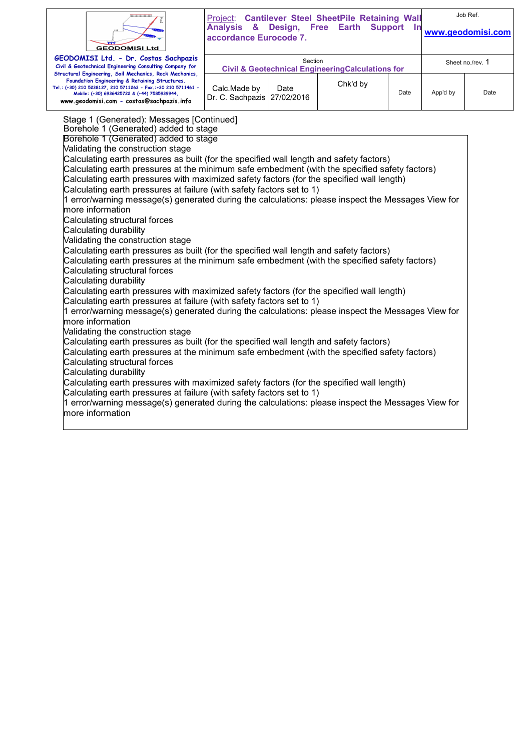Stage 1 (Generated): Messages [Continued]

Borehole 1 (Generated) added to stage

Borehole 1 (Generated) added to stage
Validating the construction stage
Calculating earth pressures as built (for the specified wall length and safety factors)
Calculating earth pressures at the minimum safe embedment (with the specified safety factors)
Calculating earth pressures with maximized safety factors (for the specified wall length)
Calculating earth pressures at failure (with safety factors set to 1)
1 error/warning message(s) generated during the calculations: please inspect the Messages View for more information
Calculating structural forces
Calculating durability
Validating the construction stage
Calculating earth pressures as built (for the specified wall length and safety factors)
Calculating earth pressures at the minimum safe embedment (with the specified safety factors)
Calculating structural forces
Calculating durability
Calculating earth pressures with maximized safety factors (for the specified wall length)
Calculating earth pressures at failure (with safety factors set to 1)
1 error/warning message(s) generated during the calculations: please inspect the Messages View for more information
Validating the construction stage
Calculating earth pressures as built (for the specified wall length and safety factors)
Calculating earth pressures at the minimum safe embedment (with the specified safety factors)
Calculating structural forces
Calculating durability
Calculating earth pressures with maximized safety factors (for the specified wall length)
Calculating earth pressures at failure (with safety factors set to 1)
1 error/warning message(s) generated during the calculations: please inspect the Messages View for more information